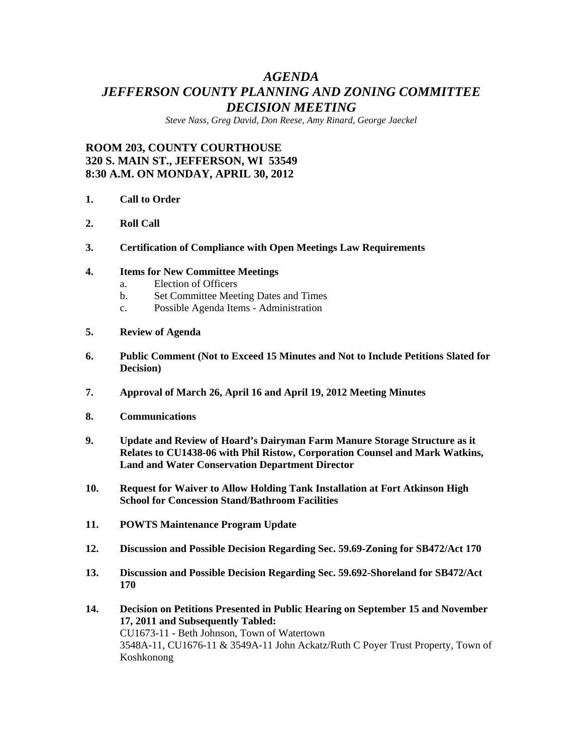# *AGENDA*
# *JEFFERSON COUNTY PLANNING AND ZONING COMMITTEE*
# *DECISION MEETING*

*Steve Nass, Greg David, Don Reese, Amy Rinard, George Jaeckel*

**ROOM 203, COUNTY COURTHOUSE**
**320 S. MAIN ST., JEFFERSON, WI 53549**
**8:30 A.M. ON MONDAY, APRIL 30, 2012**

1. **Call to Order**

2. **Roll Call**

3. **Certification of Compliance with Open Meetings Law Requirements**

4. **Items for New Committee Meetings**
   a. Election of Officers
   b. Set Committee Meeting Dates and Times
   c. Possible Agenda Items - Administration

5. **Review of Agenda**

6. **Public Comment (Not to Exceed 15 Minutes and Not to Include Petitions Slated for Decision)**

7. **Approval of March 26, April 16 and April 19, 2012 Meeting Minutes**

8. **Communications**

9. **Update and Review of Hoard's Dairyman Farm Manure Storage Structure as it Relates to CU1438-06 with Phil Ristow, Corporation Counsel and Mark Watkins, Land and Water Conservation Department Director**

10. **Request for Waiver to Allow Holding Tank Installation at Fort Atkinson High School for Concession Stand/Bathroom Facilities**

11. **POWTS Maintenance Program Update**

12. **Discussion and Possible Decision Regarding Sec. 59.69-Zoning for SB472/Act 170**

13. **Discussion and Possible Decision Regarding Sec. 59.692-Shoreland for SB472/Act 170**

14. **Decision on Petitions Presented in Public Hearing on September 15 and November 17, 2011 and Subsequently Tabled:**
    CU1673-11 - Beth Johnson, Town of Watertown
    3548A-11, CU1676-11 & 3549A-11 John Ackatz/Ruth C Poyer Trust Property, Town of Koshkonong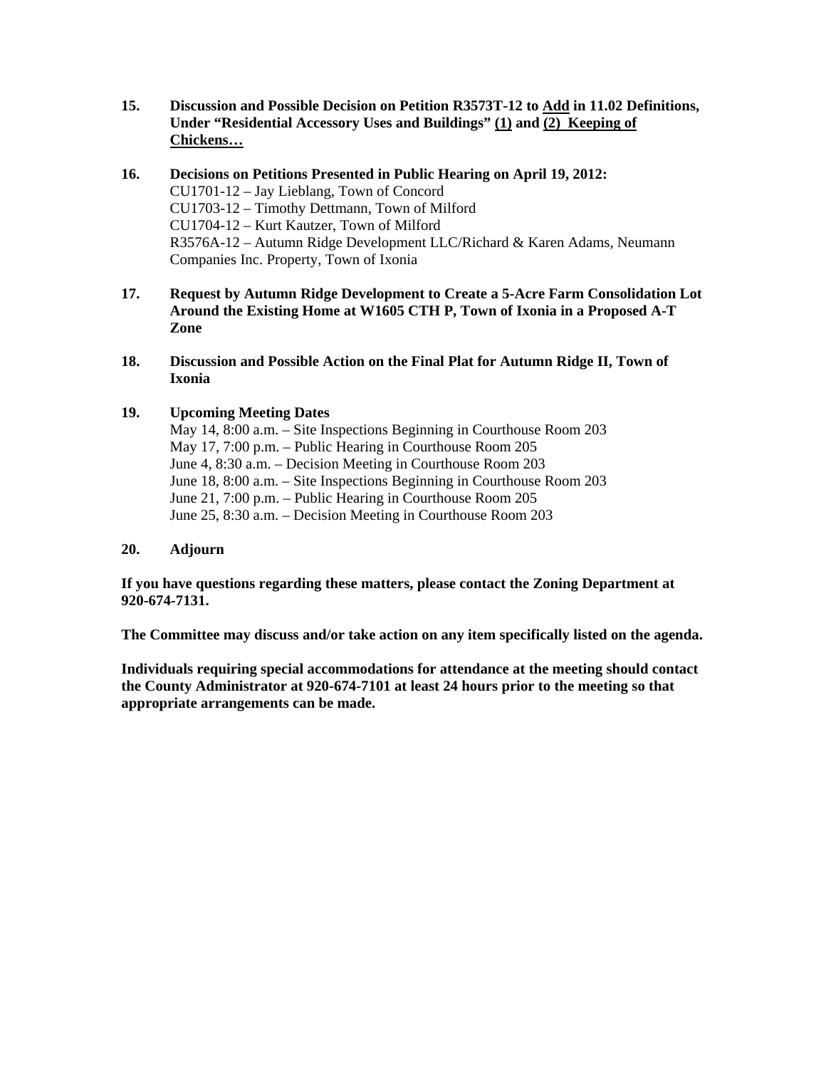15. **Discussion and Possible Decision on Petition R3573T-12 to <u>Add</u> in 11.02 Definitions, Under "Residential Accessory Uses and Buildings" <u>(1)</u> and <u>(2) Keeping of Chickens…</u>**

16. **Decisions on Petitions Presented in Public Hearing on April 19, 2012:**
    CU1701-12 – Jay Lieblang, Town of Concord
    CU1703-12 – Timothy Dettmann, Town of Milford
    CU1704-12 – Kurt Kautzer, Town of Milford
    R3576A-12 – Autumn Ridge Development LLC/Richard & Karen Adams, Neumann Companies Inc. Property, Town of Ixonia

17. **Request by Autumn Ridge Development to Create a 5-Acre Farm Consolidation Lot Around the Existing Home at W1605 CTH P, Town of Ixonia in a Proposed A-T Zone**

18. **Discussion and Possible Action on the Final Plat for Autumn Ridge II, Town of Ixonia**

19. **Upcoming Meeting Dates**
    May 14, 8:00 a.m. – Site Inspections Beginning in Courthouse Room 203
    May 17, 7:00 p.m. – Public Hearing in Courthouse Room 205
    June 4, 8:30 a.m. – Decision Meeting in Courthouse Room 203
    June 18, 8:00 a.m. – Site Inspections Beginning in Courthouse Room 203
    June 21, 7:00 p.m. – Public Hearing in Courthouse Room 205
    June 25, 8:30 a.m. – Decision Meeting in Courthouse Room 203

20. **Adjourn**

**If you have questions regarding these matters, please contact the Zoning Department at 920-674-7131.**

**The Committee may discuss and/or take action on any item specifically listed on the agenda.**

**Individuals requiring special accommodations for attendance at the meeting should contact the County Administrator at 920-674-7101 at least 24 hours prior to the meeting so that appropriate arrangements can be made.**